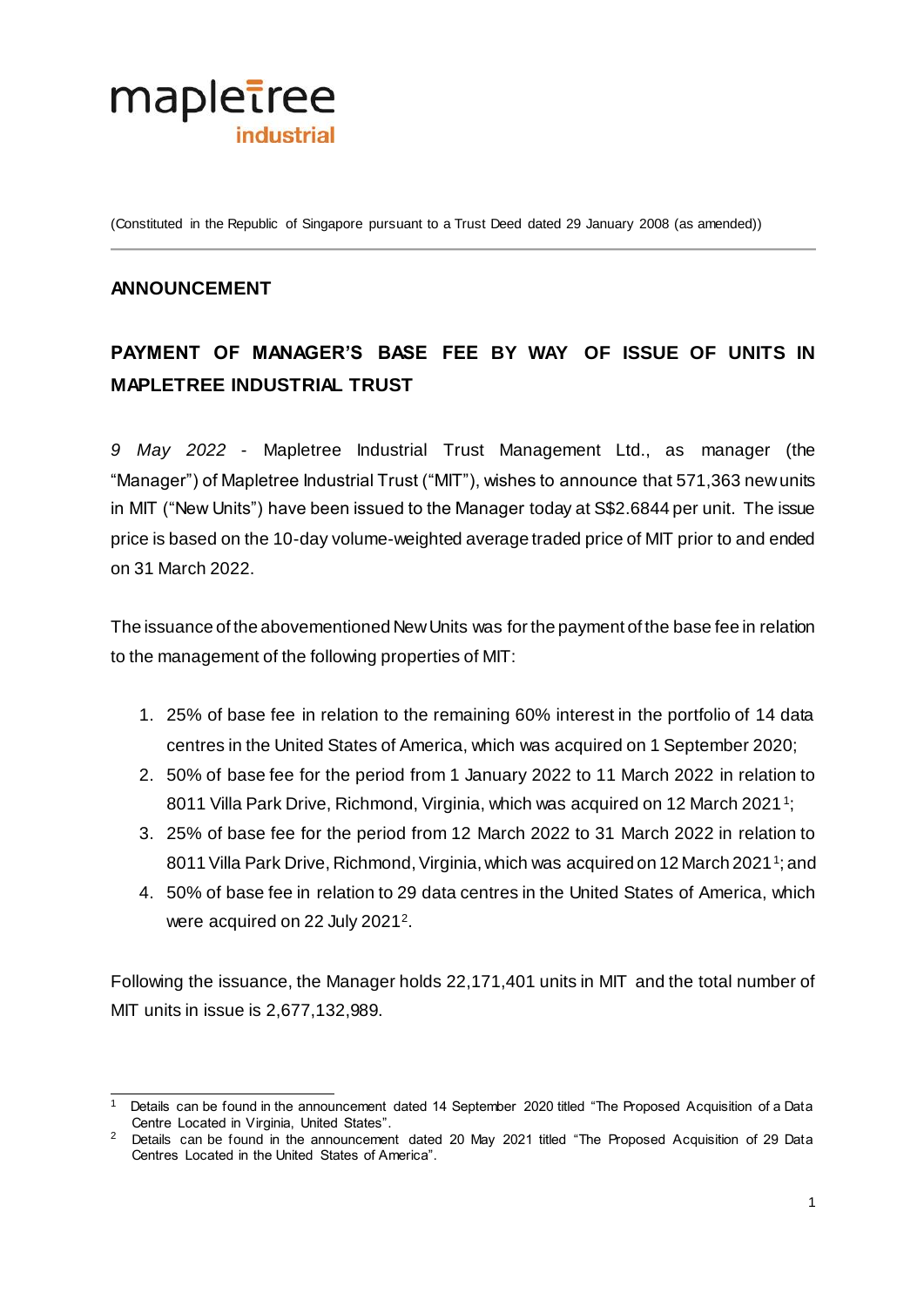mapletree industrial

(Constituted in the Republic of Singapore pursuant to a Trust Deed dated 29 January 2008 (as amended))

**ANNOUNCEMENT**

**PAYMENT OF MANAGER'S BASE FEE BY WAY OF ISSUE OF UNITS IN MAPLETREE INDUSTRIAL TRUST**

*9 May 2022* - Mapletree Industrial Trust Management Ltd., as manager (the "Manager") of Mapletree Industrial Trust ("MIT"), wishes to announce that 571,363 new units in MIT ("New Units") have been issued to the Manager today at S$2.6844 per unit. The issue price is based on the 10-day volume-weighted average traded price of MIT prior to and ended on 31 March 2022.

The issuance of the abovementioned New Units was for the payment of the base fee in relation to the management of the following properties of MIT:

1. 25% of base fee in relation to the remaining 60% interest in the portfolio of 14 data centres in the United States of America, which was acquired on 1 September 2020;
2. 50% of base fee for the period from 1 January 2022 to 11 March 2022 in relation to 8011 Villa Park Drive, Richmond, Virginia, which was acquired on 12 March 2021[1];
3. 25% of base fee for the period from 12 March 2022 to 31 March 2022 in relation to 8011 Villa Park Drive, Richmond, Virginia, which was acquired on 12 March 2021[1]; and
4. 50% of base fee in relation to 29 data centres in the United States of America, which were acquired on 22 July 2021[2].

Following the issuance, the Manager holds 22,171,401 units in MIT and the total number of MIT units in issue is 2,677,132,989.

---

[1] Details can be found in the announcement dated 14 September 2020 titled "The Proposed Acquisition of a Data Centre Located in Virginia, United States".

[2] Details can be found in the announcement dated 20 May 2021 titled "The Proposed Acquisition of 29 Data Centres Located in the United States of America".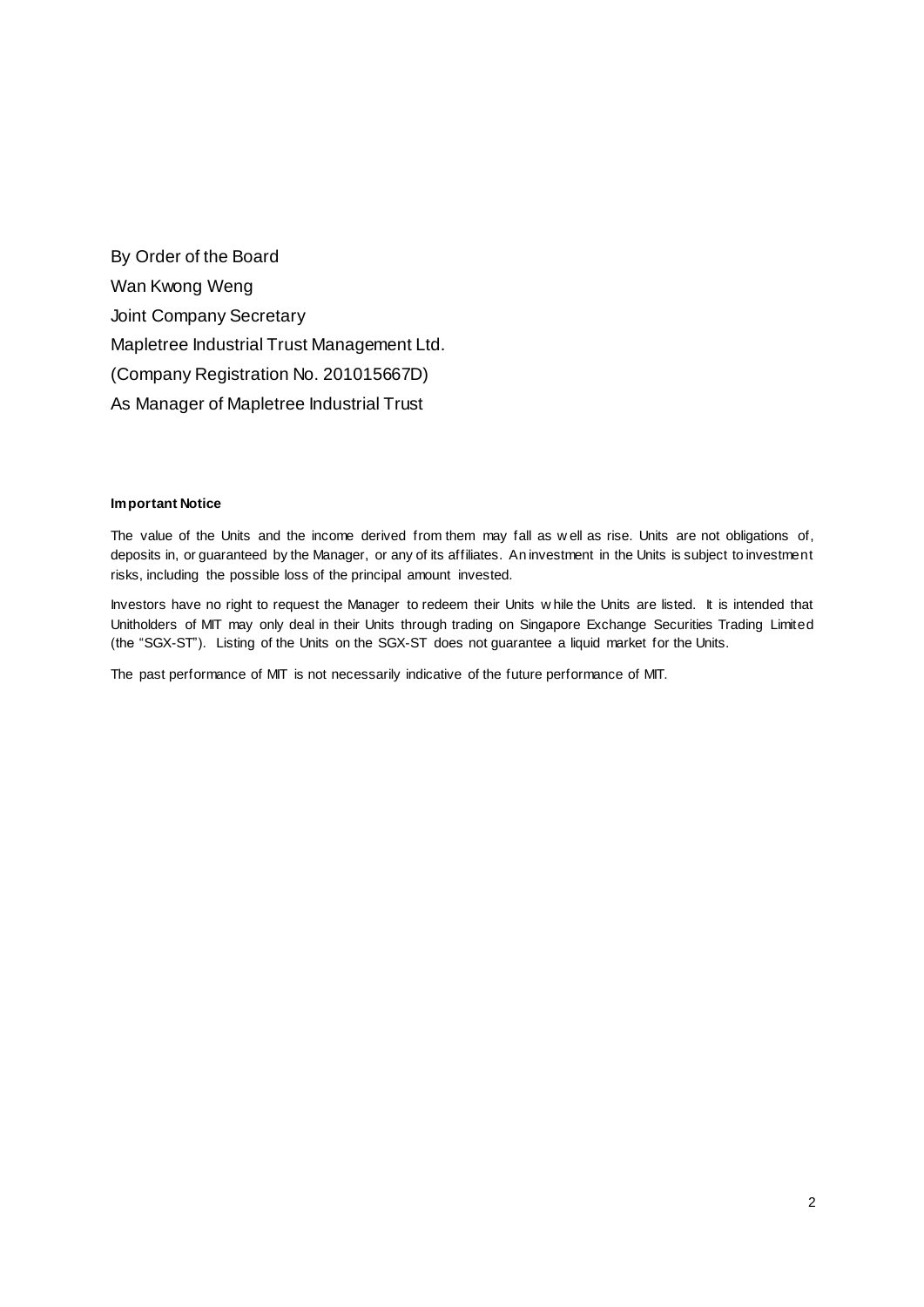By Order of the Board

Wan Kwong Weng

Joint Company Secretary

Mapletree Industrial Trust Management Ltd.

(Company Registration No. 201015667D)

As Manager of Mapletree Industrial Trust

**Important Notice**

The value of the Units and the income derived from them may fall as well as rise. Units are not obligations of, deposits in, or guaranteed by the Manager, or any of its affiliates. An investment in the Units is subject to investment risks, including the possible loss of the principal amount invested.

Investors have no right to request the Manager to redeem their Units while the Units are listed. It is intended that Unitholders of MIT may only deal in their Units through trading on Singapore Exchange Securities Trading Limited (the "SGX-ST"). Listing of the Units on the SGX-ST does not guarantee a liquid market for the Units.

The past performance of MIT is not necessarily indicative of the future performance of MIT.